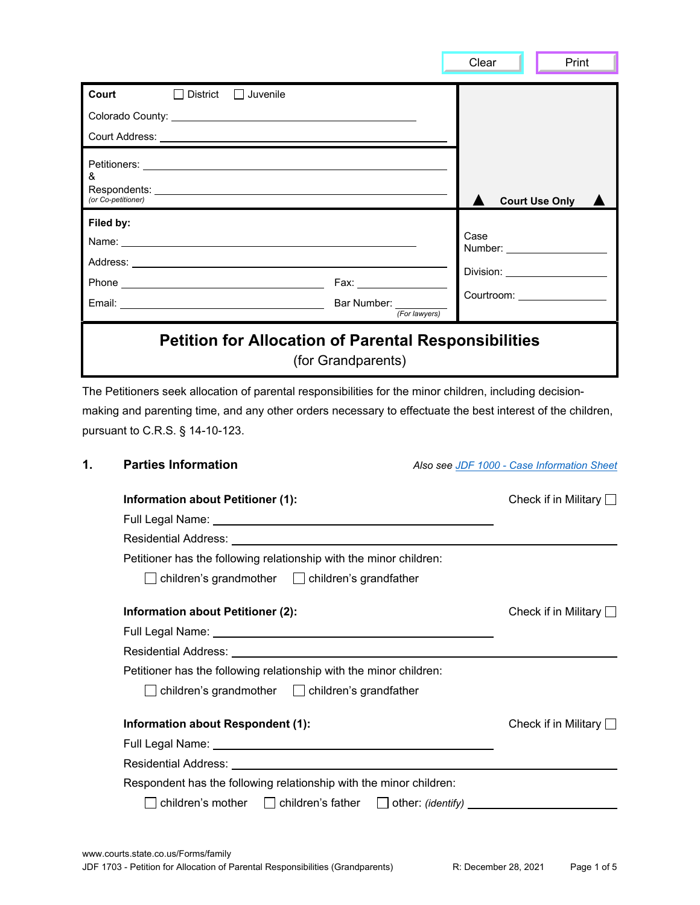| Court ☐ District ☐ Juvenile<br>Colorado County: \_\_\_\_\_\_\_\_\_\_\_\_\_\_\_\_<br>Court Address: \_\_\_\_\_\_\_\_\_\_\_\_\_\_\_\_ | |
|---|---|
| Petitioners: \_\_\_\_\_\_\_\_\_\_\_\_\_\_\_\_<br>&<br>Respondents: \_\_\_\_\_\_\_\_\_\_\_\_\_\_\_\_<br>*(or Co-petitioner)* | ▲ **Court Use Only** ▲ |
| **Filed by:**<br>Name: \_\_\_\_\_\_\_\_\_\_\_\_\_\_\_\_<br>Address: \_\_\_\_\_\_\_\_\_\_\_\_\_\_\_\_<br>Phone \_\_\_\_\_\_\_\_\_\_\_\_\_\_\_\_ Fax: \_\_\_\_\_\_\_\_<br>Email: \_\_\_\_\_\_\_\_\_\_\_\_\_\_\_\_ Bar Number: \_\_\_\_\_\_\_\_ *(For lawyers)* | Case Number: \_\_\_\_\_\_\_\_<br>Division: \_\_\_\_\_\_\_\_<br>Courtroom: \_\_\_\_\_\_\_\_ |

# Petition for Allocation of Parental Responsibilities

(for Grandparents)

The Petitioners seek allocation of parental responsibilities for the minor children, including decision-making and parenting time, and any other orders necessary to effectuate the best interest of the children, pursuant to C.R.S. § 14-10-123.

## 1. Parties Information

*Also see JDF 1000 - Case Information Sheet*

**Information about Petitioner (1):** Check if in Military ☐

Full Legal Name: \_\_\_\_\_\_\_\_\_\_\_\_\_\_\_\_\_\_\_\_\_\_\_\_

Residential Address: \_\_\_\_\_\_\_\_\_\_\_\_\_\_\_\_\_\_\_\_\_\_\_\_

Petitioner has the following relationship with the minor children:

☐ children's grandmother ☐ children's grandfather

**Information about Petitioner (2):** Check if in Military ☐

Full Legal Name: \_\_\_\_\_\_\_\_\_\_\_\_\_\_\_\_\_\_\_\_\_\_\_\_

Residential Address: \_\_\_\_\_\_\_\_\_\_\_\_\_\_\_\_\_\_\_\_\_\_\_\_

Petitioner has the following relationship with the minor children:

☐ children's grandmother ☐ children's grandfather

**Information about Respondent (1):** Check if in Military ☐

Full Legal Name: \_\_\_\_\_\_\_\_\_\_\_\_\_\_\_\_\_\_\_\_\_\_\_\_

Residential Address: \_\_\_\_\_\_\_\_\_\_\_\_\_\_\_\_\_\_\_\_\_\_\_\_

Respondent has the following relationship with the minor children:

☐ children's mother ☐ children's father ☐ other: *(identify)* \_\_\_\_\_\_\_\_\_\_\_\_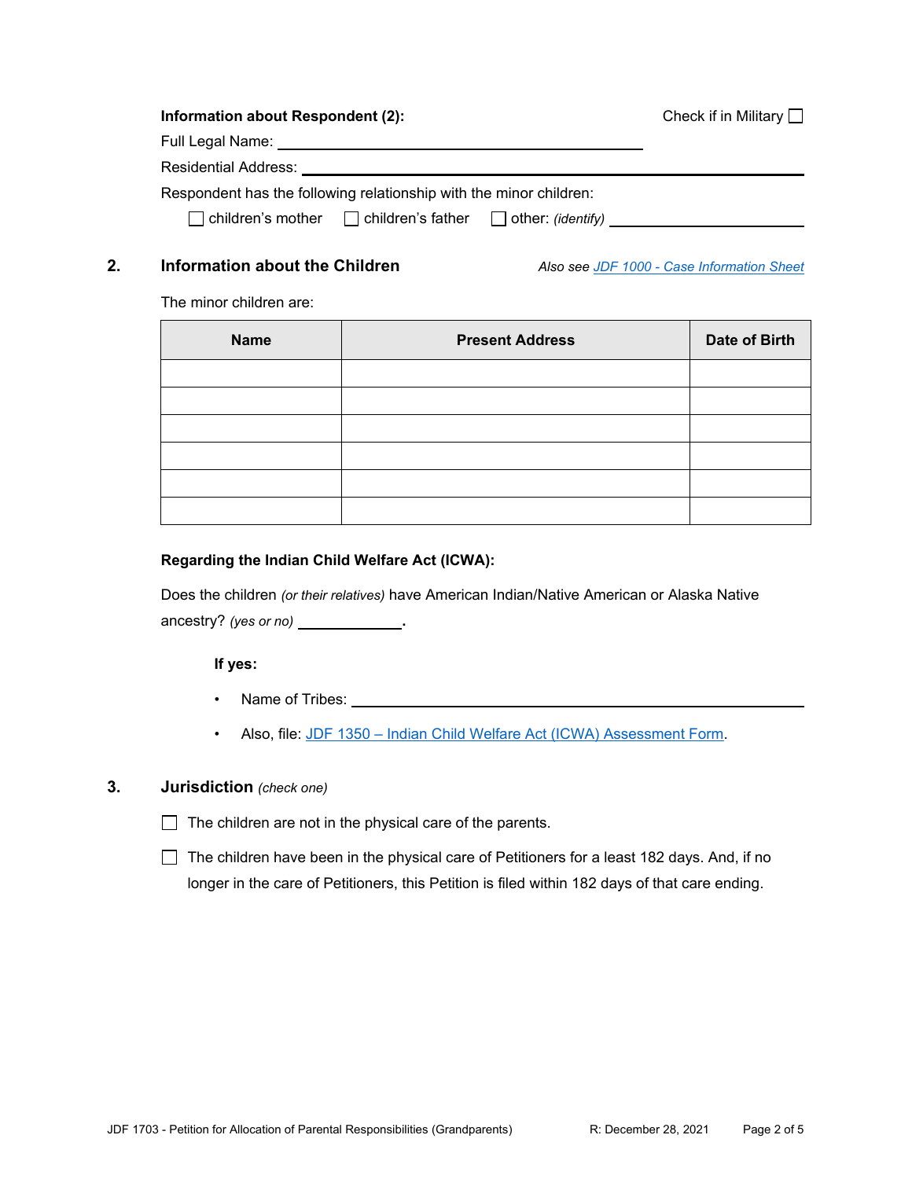**Information about Respondent (2):** Check if in Military ☐

Full Legal Name: ______________________________

Residential Address: ______________________________

Respondent has the following relationship with the minor children:

☐ children's mother ☐ children's father ☐ other: *(identify)* ____________________

## 2. Information about the Children

*Also see JDF 1000 - Case Information Sheet*

The minor children are:

| Name | Present Address | Date of Birth |
|---|---|---|
| | | |
| | | |
| | | |
| | | |
| | | |
| | | |

**Regarding the Indian Child Welfare Act (ICWA):**

Does the children *(or their relatives)* have American Indian/Native American or Alaska Native ancestry? *(yes or no)* __________.

**If yes:**

- Name of Tribes: ______________________________
- Also, file: JDF 1350 – Indian Child Welfare Act (ICWA) Assessment Form.

## 3. Jurisdiction *(check one)*

☐ The children are not in the physical care of the parents.

☐ The children have been in the physical care of Petitioners for a least 182 days. And, if no longer in the care of Petitioners, this Petition is filed within 182 days of that care ending.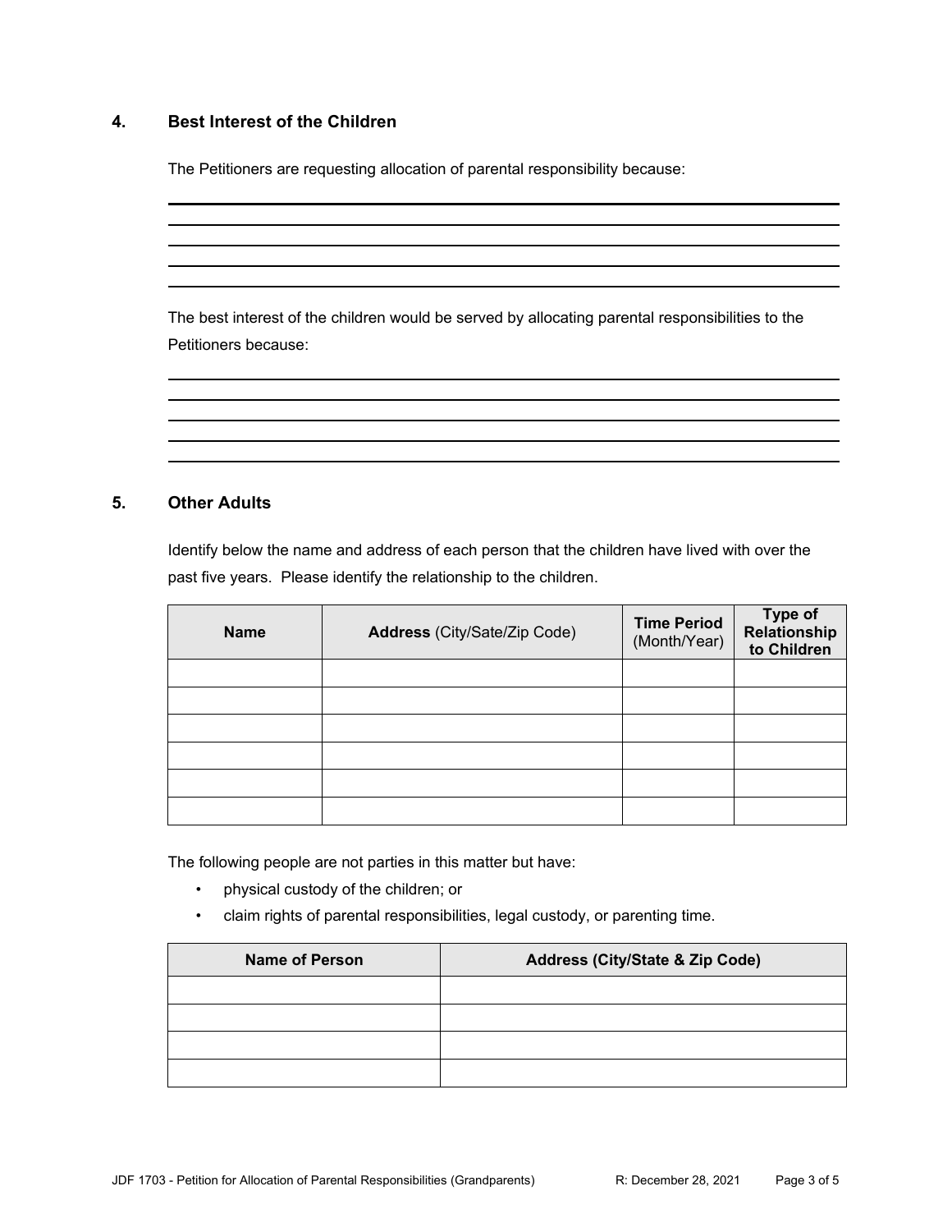## 4. Best Interest of the Children

The Petitioners are requesting allocation of parental responsibility because:

_______________________________________________________________________________

_______________________________________________________________________________

_______________________________________________________________________________

_______________________________________________________________________________

_______________________________________________________________________________

The best interest of the children would be served by allocating parental responsibilities to the Petitioners because:

_______________________________________________________________________________

_______________________________________________________________________________

_______________________________________________________________________________

_______________________________________________________________________________

_______________________________________________________________________________

## 5. Other Adults

Identify below the name and address of each person that the children have lived with over the past five years. Please identify the relationship to the children.

| **Name** | **Address** (City/Sate/Zip Code) | **Time Period** (Month/Year) | **Type of Relationship to Children** |
|---|---|---|---|
| | | | |
| | | | |
| | | | |
| | | | |
| | | | |
| | | | |

The following people are not parties in this matter but have:

- physical custody of the children; or
- claim rights of parental responsibilities, legal custody, or parenting time.

| **Name of Person** | **Address (City/State & Zip Code)** |
|---|---|
| | |
| | |
| | |
| | |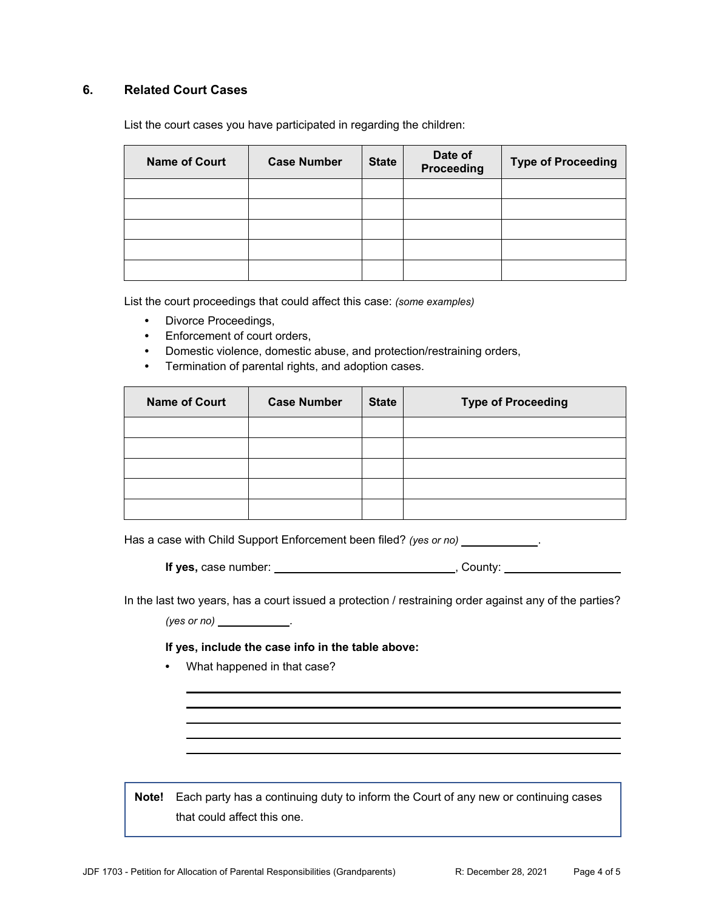## 6. Related Court Cases

List the court cases you have participated in regarding the children:

| Name of Court | Case Number | State | Date of Proceeding | Type of Proceeding |
|---|---|---|---|---|
| | | | | |
| | | | | |
| | | | | |
| | | | | |
| | | | | |

List the court proceedings that could affect this case: *(some examples)*

- Divorce Proceedings,
- Enforcement of court orders,
- Domestic violence, domestic abuse, and protection/restraining orders,
- Termination of parental rights, and adoption cases.

| Name of Court | Case Number | State | Type of Proceeding |
|---|---|---|---|
| | | | |
| | | | |
| | | | |
| | | | |
| | | | |

Has a case with Child Support Enforcement been filed? *(yes or no)* ____________.

**If yes,** case number: ______________________________, County: ____________________

In the last two years, has a court issued a protection / restraining order against any of the parties? *(yes or no)* ____________.

**If yes, include the case info in the table above:**

- What happened in that case?

______________________________________________________________________

______________________________________________________________________

______________________________________________________________________

______________________________________________________________________

______________________________________________________________________

**Note!** Each party has a continuing duty to inform the Court of any new or continuing cases that could affect this one.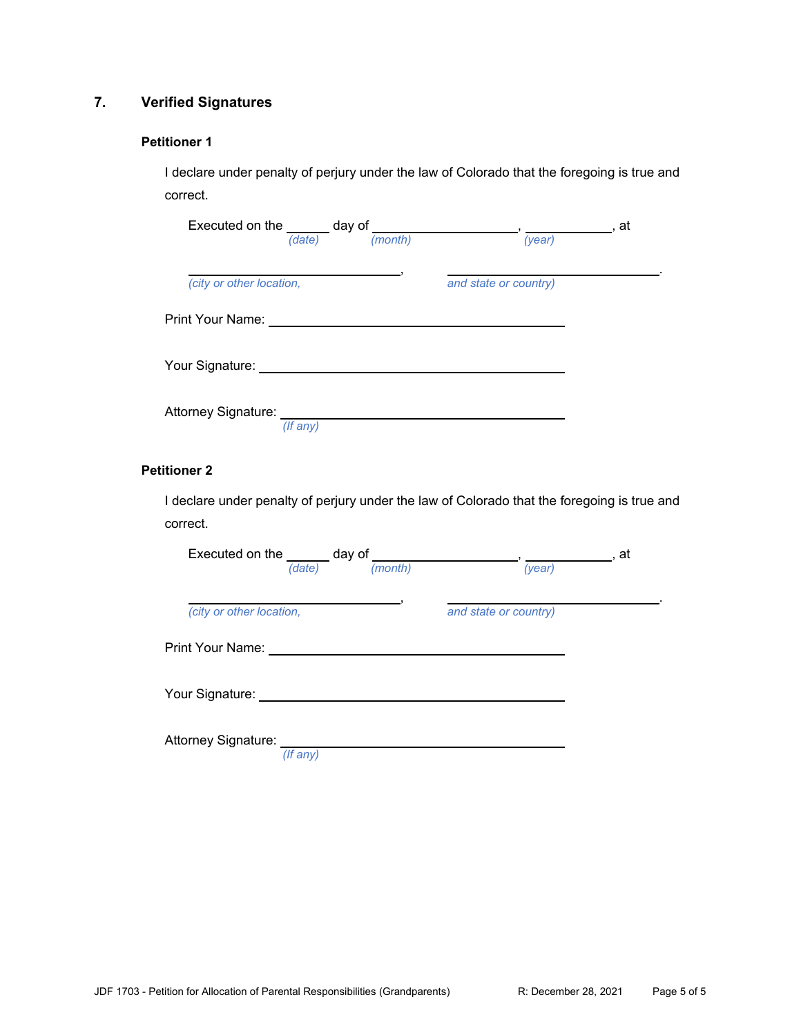## 7. Verified Signatures

### Petitioner 1

I declare under penalty of perjury under the law of Colorado that the foregoing is true and correct.

Executed on the ______ day of ____________________, ____________, at
*(date)* *(month)* *(year)*

_____________________________, _____________________________.
*(city or other location,* *and state or country)*

Print Your Name: ________________________________________

Your Signature: ________________________________________

Attorney Signature: ________________________________________
*(If any)*

### Petitioner 2

I declare under penalty of perjury under the law of Colorado that the foregoing is true and correct.

Executed on the ______ day of ____________________, ____________, at
*(date)* *(month)* *(year)*

_____________________________, _____________________________.
*(city or other location,* *and state or country)*

Print Your Name: ________________________________________

Your Signature: ________________________________________

Attorney Signature: ________________________________________
*(If any)*